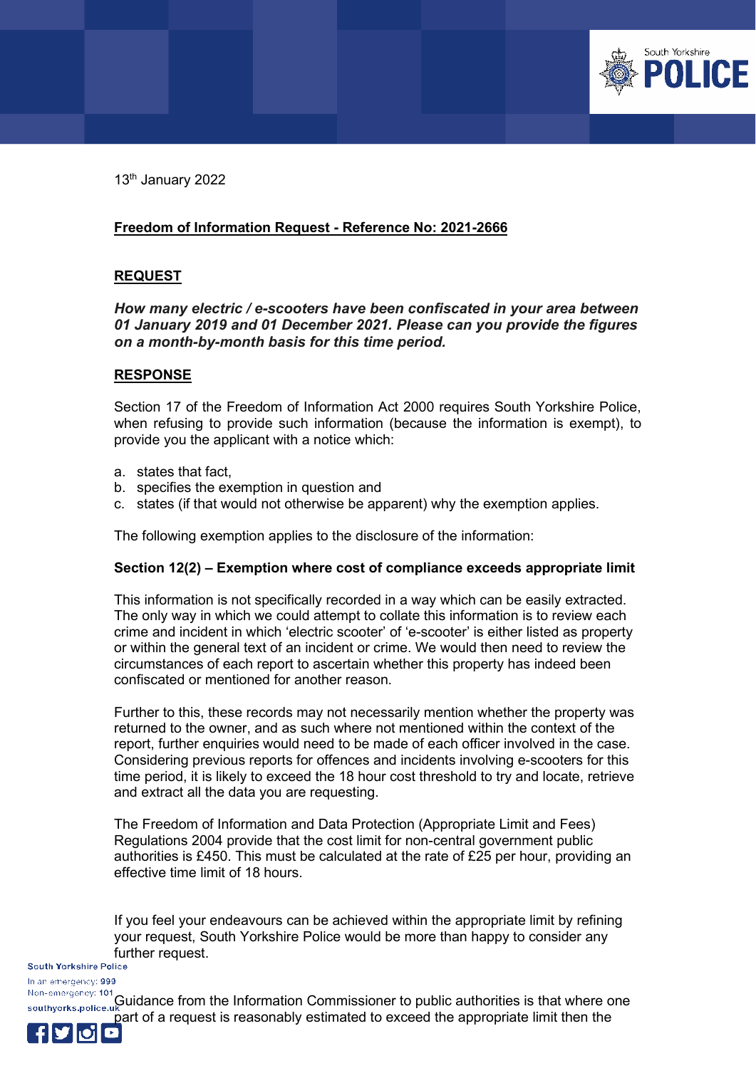13th January 2022

**Freedom of Information Request - Reference No: 2021-2666**

**REQUEST**

***How many electric / e-scooters have been confiscated in your area between 01 January 2019 and 01 December 2021. Please can you provide the figures on a month-by-month basis for this time period.***

**RESPONSE**

Section 17 of the Freedom of Information Act 2000 requires South Yorkshire Police, when refusing to provide such information (because the information is exempt), to provide you the applicant with a notice which:

a. states that fact,
b. specifies the exemption in question and
c. states (if that would not otherwise be apparent) why the exemption applies.

The following exemption applies to the disclosure of the information:

**Section 12(2) – Exemption where cost of compliance exceeds appropriate limit**

This information is not specifically recorded in a way which can be easily extracted. The only way in which we could attempt to collate this information is to review each crime and incident in which 'electric scooter' of 'e-scooter' is either listed as property or within the general text of an incident or crime. We would then need to review the circumstances of each report to ascertain whether this property has indeed been confiscated or mentioned for another reason.

Further to this, these records may not necessarily mention whether the property was returned to the owner, and as such where not mentioned within the context of the report, further enquiries would need to be made of each officer involved in the case. Considering previous reports for offences and incidents involving e-scooters for this time period, it is likely to exceed the 18 hour cost threshold to try and locate, retrieve and extract all the data you are requesting.

The Freedom of Information and Data Protection (Appropriate Limit and Fees) Regulations 2004 provide that the cost limit for non-central government public authorities is £450. This must be calculated at the rate of £25 per hour, providing an effective time limit of 18 hours.

If you feel your endeavours can be achieved within the appropriate limit by refining your request, South Yorkshire Police would be more than happy to consider any further request.

Guidance from the Information Commissioner to public authorities is that where one part of a request is reasonably estimated to exceed the appropriate limit then the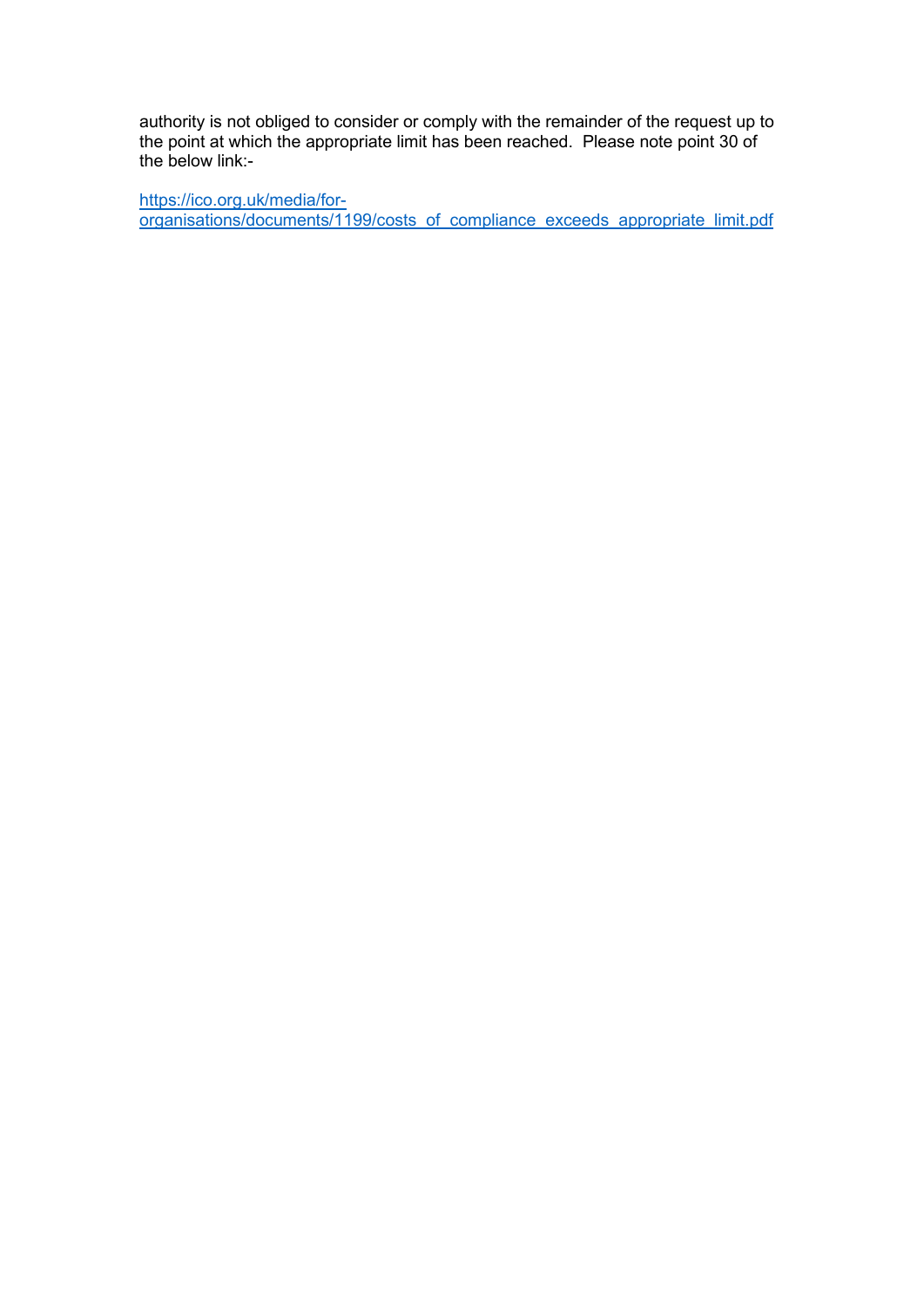authority is not obliged to consider or comply with the remainder of the request up to the point at which the appropriate limit has been reached. Please note point 30 of the below link:-

https://ico.org.uk/media/for-organisations/documents/1199/costs_of_compliance_exceeds_appropriate_limit.pdf